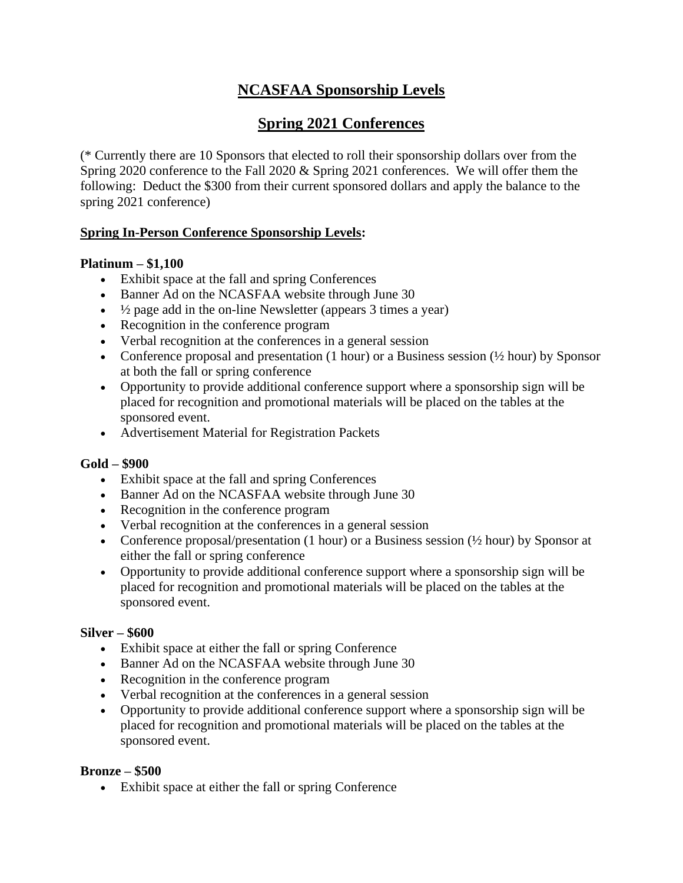# NCASFAA Sponsorship Levels

## Spring 2021 Conferences

(* Currently there are 10 Sponsors that elected to roll their sponsorship dollars over from the Spring 2020 conference to the Fall 2020 & Spring 2021 conferences. We will offer them the following: Deduct the $300 from their current sponsored dollars and apply the balance to the spring 2021 conference)

**Spring In-Person Conference Sponsorship Levels:**

**Platinum – $1,100**

- Exhibit space at the fall and spring Conferences
- Banner Ad on the NCASFAA website through June 30
- ½ page add in the on-line Newsletter (appears 3 times a year)
- Recognition in the conference program
- Verbal recognition at the conferences in a general session
- Conference proposal and presentation (1 hour) or a Business session (½ hour) by Sponsor at both the fall or spring conference
- Opportunity to provide additional conference support where a sponsorship sign will be placed for recognition and promotional materials will be placed on the tables at the sponsored event.
- Advertisement Material for Registration Packets

**Gold – $900**

- Exhibit space at the fall and spring Conferences
- Banner Ad on the NCASFAA website through June 30
- Recognition in the conference program
- Verbal recognition at the conferences in a general session
- Conference proposal/presentation (1 hour) or a Business session (½ hour) by Sponsor at either the fall or spring conference
- Opportunity to provide additional conference support where a sponsorship sign will be placed for recognition and promotional materials will be placed on the tables at the sponsored event.

**Silver – $600**

- Exhibit space at either the fall or spring Conference
- Banner Ad on the NCASFAA website through June 30
- Recognition in the conference program
- Verbal recognition at the conferences in a general session
- Opportunity to provide additional conference support where a sponsorship sign will be placed for recognition and promotional materials will be placed on the tables at the sponsored event.

**Bronze – $500**

- Exhibit space at either the fall or spring Conference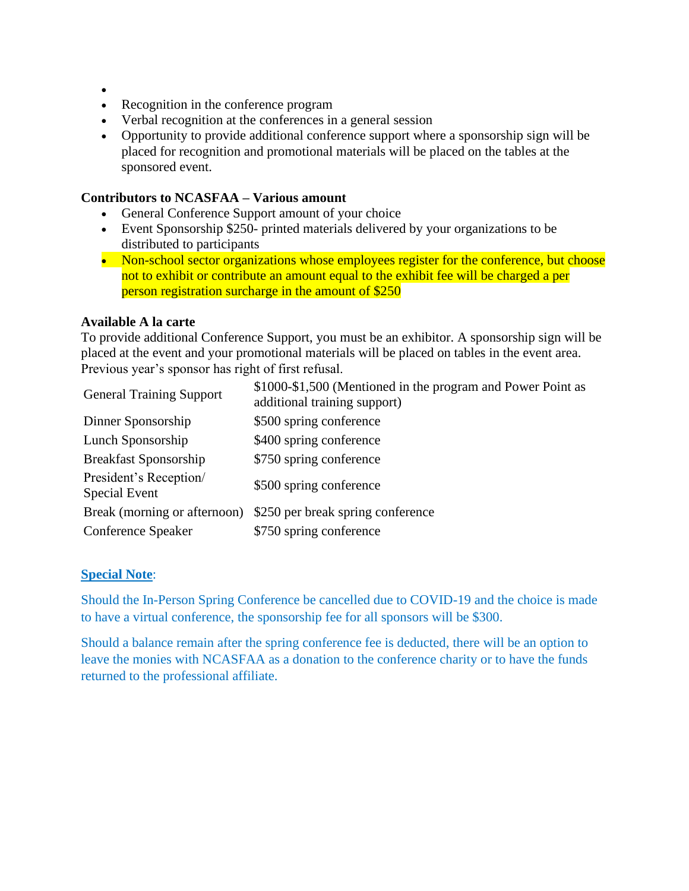- 
- Recognition in the conference program
- Verbal recognition at the conferences in a general session
- Opportunity to provide additional conference support where a sponsorship sign will be placed for recognition and promotional materials will be placed on the tables at the sponsored event.

**Contributors to NCASFAA – Various amount**

- General Conference Support amount of your choice
- Event Sponsorship $250- printed materials delivered by your organizations to be distributed to participants
- Non-school sector organizations whose employees register for the conference, but choose not to exhibit or contribute an amount equal to the exhibit fee will be charged a per person registration surcharge in the amount of $250

**Available A la carte**

To provide additional Conference Support, you must be an exhibitor. A sponsorship sign will be placed at the event and your promotional materials will be placed on tables in the event area. Previous year's sponsor has right of first refusal.

| | |
|---|---|
| General Training Support | $1000-$1,500 (Mentioned in the program and Power Point as additional training support) |
| Dinner Sponsorship | $500 spring conference |
| Lunch Sponsorship | $400 spring conference |
| Breakfast Sponsorship | $750 spring conference |
| President's Reception/ Special Event | $500 spring conference |
| Break (morning or afternoon) | $250 per break spring conference |
| Conference Speaker | $750 spring conference |

**Special Note**:

Should the In-Person Spring Conference be cancelled due to COVID-19 and the choice is made to have a virtual conference, the sponsorship fee for all sponsors will be $300.

Should a balance remain after the spring conference fee is deducted, there will be an option to leave the monies with NCASFAA as a donation to the conference charity or to have the funds returned to the professional affiliate.